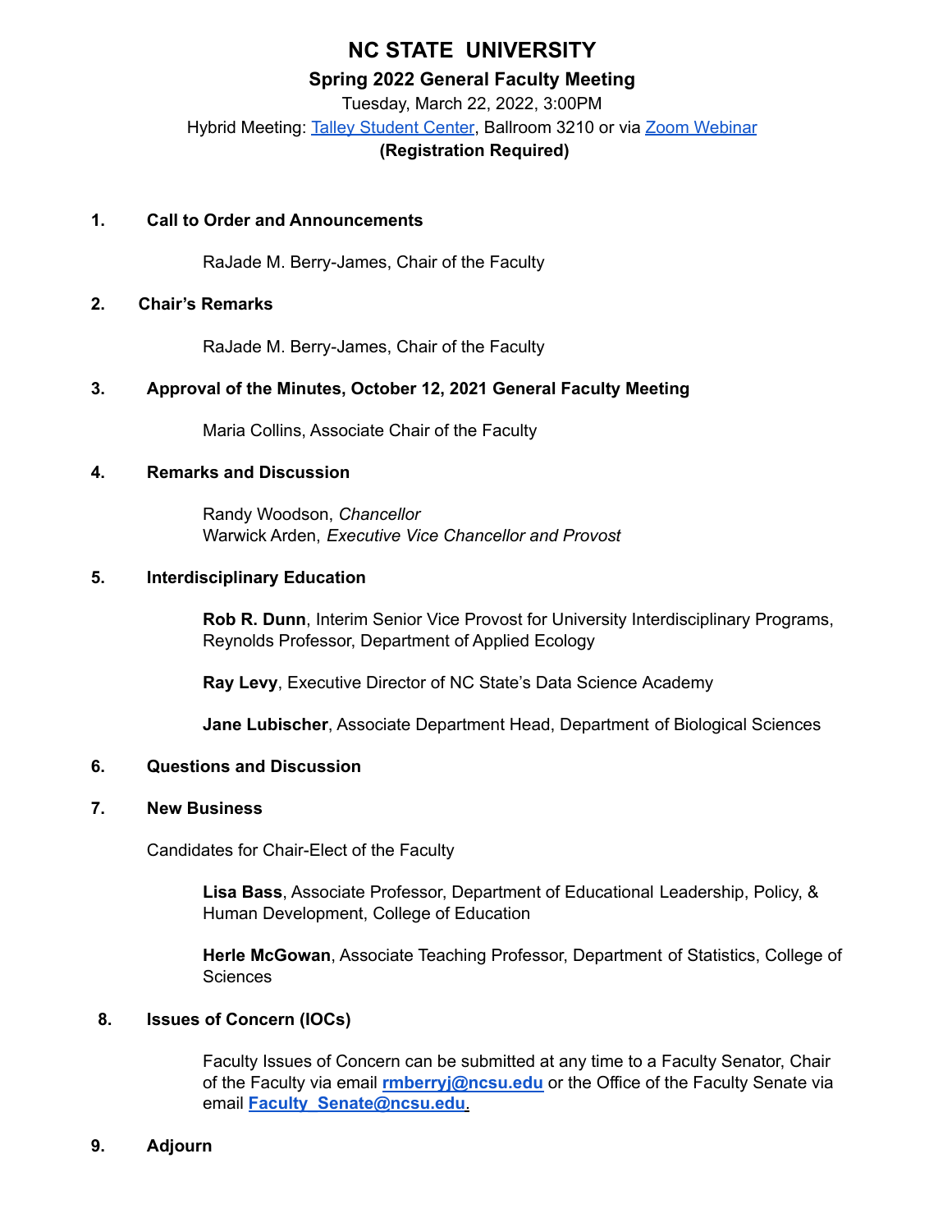# NC STATE UNIVERSITY

## Spring 2022 General Faculty Meeting

Tuesday, March 22, 2022, 3:00PM

Hybrid Meeting: Talley Student Center, Ballroom 3210 or via Zoom Webinar

**(Registration Required)**

1. **Call to Order and Announcements**

   RaJade M. Berry-James, Chair of the Faculty

2. **Chair's Remarks**

   RaJade M. Berry-James, Chair of the Faculty

3. **Approval of the Minutes, October 12, 2021 General Faculty Meeting**

   Maria Collins, Associate Chair of the Faculty

4. **Remarks and Discussion**

   Randy Woodson, *Chancellor*
   Warwick Arden, *Executive Vice Chancellor and Provost*

5. **Interdisciplinary Education**

   **Rob R. Dunn**, Interim Senior Vice Provost for University Interdisciplinary Programs, Reynolds Professor, Department of Applied Ecology

   **Ray Levy**, Executive Director of NC State's Data Science Academy

   **Jane Lubischer**, Associate Department Head, Department of Biological Sciences

6. **Questions and Discussion**

7. **New Business**

   Candidates for Chair-Elect of the Faculty

   **Lisa Bass**, Associate Professor, Department of Educational Leadership, Policy, & Human Development, College of Education

   **Herle McGowan**, Associate Teaching Professor, Department of Statistics, College of Sciences

8. **Issues of Concern (IOCs)**

   Faculty Issues of Concern can be submitted at any time to a Faculty Senator, Chair of the Faculty via email **rmberryj@ncsu.edu** or the Office of the Faculty Senate via email **Faculty_Senate@ncsu.edu**.

9. **Adjourn**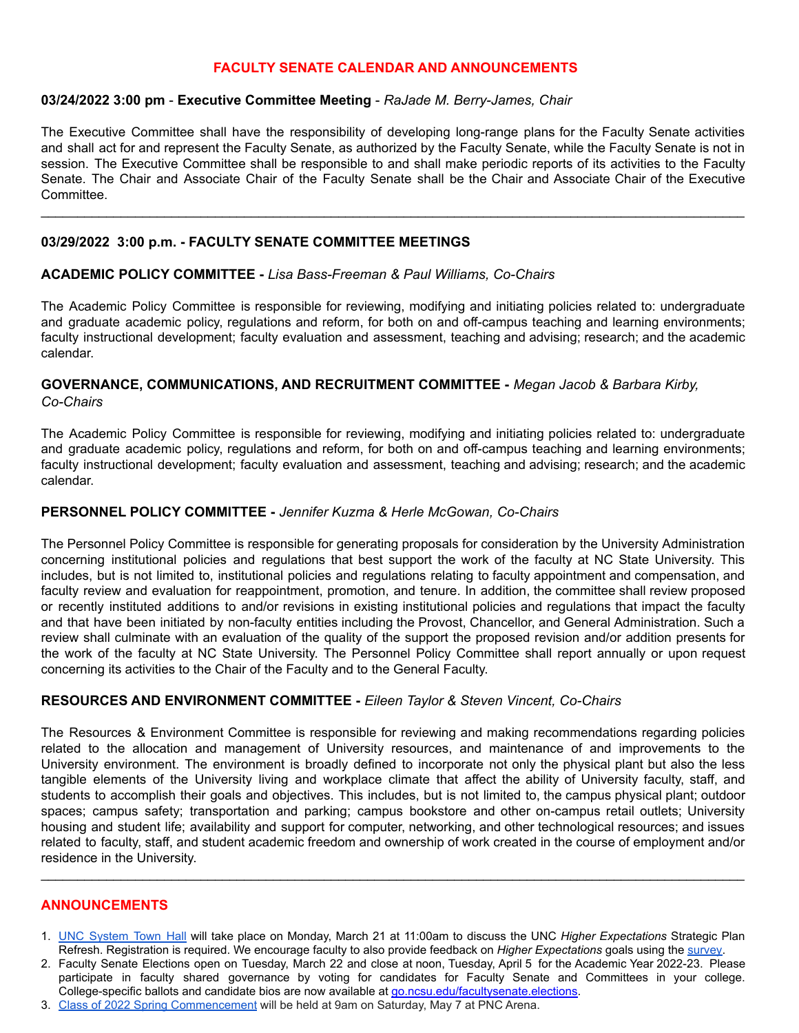## FACULTY SENATE CALENDAR AND ANNOUNCEMENTS

**03/24/2022 3:00 pm** - **Executive Committee Meeting** - *RaJade M. Berry-James, Chair*

The Executive Committee shall have the responsibility of developing long-range plans for the Faculty Senate activities and shall act for and represent the Faculty Senate, as authorized by the Faculty Senate, while the Faculty Senate is not in session. The Executive Committee shall be responsible to and shall make periodic reports of its activities to the Faculty Senate. The Chair and Associate Chair of the Faculty Senate shall be the Chair and Associate Chair of the Executive Committee.

---

**03/29/2022 3:00 p.m. - FACULTY SENATE COMMITTEE MEETINGS**

**ACADEMIC POLICY COMMITTEE -** *Lisa Bass-Freeman & Paul Williams, Co-Chairs*

The Academic Policy Committee is responsible for reviewing, modifying and initiating policies related to: undergraduate and graduate academic policy, regulations and reform, for both on and off-campus teaching and learning environments; faculty instructional development; faculty evaluation and assessment, teaching and advising; research; and the academic calendar.

**GOVERNANCE, COMMUNICATIONS, AND RECRUITMENT COMMITTEE -** *Megan Jacob & Barbara Kirby, Co-Chairs*

The Academic Policy Committee is responsible for reviewing, modifying and initiating policies related to: undergraduate and graduate academic policy, regulations and reform, for both on and off-campus teaching and learning environments; faculty instructional development; faculty evaluation and assessment, teaching and advising; research; and the academic calendar.

**PERSONNEL POLICY COMMITTEE -** *Jennifer Kuzma & Herle McGowan, Co-Chairs*

The Personnel Policy Committee is responsible for generating proposals for consideration by the University Administration concerning institutional policies and regulations that best support the work of the faculty at NC State University. This includes, but is not limited to, institutional policies and regulations relating to faculty appointment and compensation, and faculty review and evaluation for reappointment, promotion, and tenure. In addition, the committee shall review proposed or recently instituted additions to and/or revisions in existing institutional policies and regulations that impact the faculty and that have been initiated by non-faculty entities including the Provost, Chancellor, and General Administration. Such a review shall culminate with an evaluation of the quality of the support the proposed revision and/or addition presents for the work of the faculty at NC State University. The Personnel Policy Committee shall report annually or upon request concerning its activities to the Chair of the Faculty and to the General Faculty.

**RESOURCES AND ENVIRONMENT COMMITTEE -** *Eileen Taylor & Steven Vincent, Co-Chairs*

The Resources & Environment Committee is responsible for reviewing and making recommendations regarding policies related to the allocation and management of University resources, and maintenance of and improvements to the University environment. The environment is broadly defined to incorporate not only the physical plant but also the less tangible elements of the University living and workplace climate that affect the ability of University faculty, staff, and students to accomplish their goals and objectives. This includes, but is not limited to, the campus physical plant; outdoor spaces; campus safety; transportation and parking; campus bookstore and other on-campus retail outlets; University housing and student life; availability and support for computer, networking, and other technological resources; and issues related to faculty, staff, and student academic freedom and ownership of work created in the course of employment and/or residence in the University.

---

## ANNOUNCEMENTS

1. UNC System Town Hall will take place on Monday, March 21 at 11:00am to discuss the UNC *Higher Expectations* Strategic Plan Refresh. Registration is required. We encourage faculty to also provide feedback on *Higher Expectations* goals using the survey.
2. Faculty Senate Elections open on Tuesday, March 22 and close at noon, Tuesday, April 5 for the Academic Year 2022-23. Please participate in faculty shared governance by voting for candidates for Faculty Senate and Committees in your college. College-specific ballots and candidate bios are now available at go.ncsu.edu/facultysenate.elections.
3. Class of 2022 Spring Commencement will be held at 9am on Saturday, May 7 at PNC Arena.